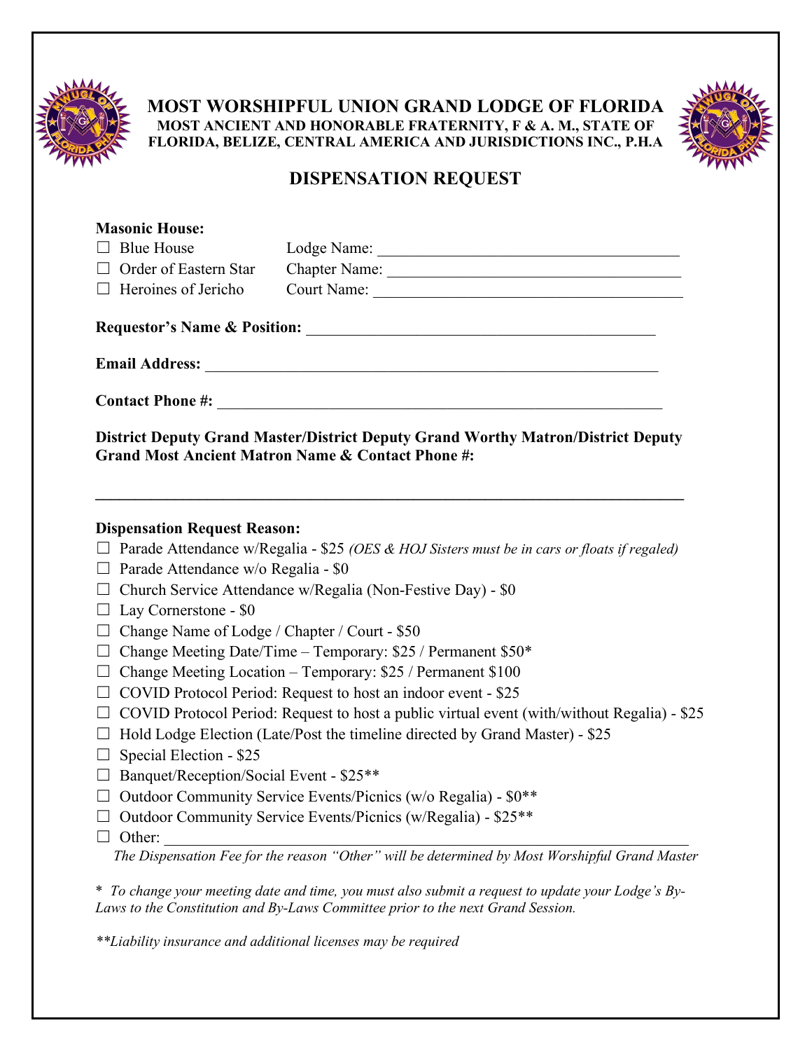# MOST WORSHIPFUL UNION GRAND LODGE OF FLORIDA

**MOST ANCIENT AND HONORABLE FRATERNITY, F & A. M., STATE OF FLORIDA, BELIZE, CENTRAL AMERICA AND JURISDICTIONS INC., P.H.A**

## DISPENSATION REQUEST

**Masonic House:**

☐ Blue House Lodge Name: ______________________________________

☐ Order of Eastern Star Chapter Name: ______________________________________

☐ Heroines of Jericho Court Name: ______________________________________

**Requestor's Name & Position:** ____________________________________________

**Email Address:** __________________________________________________________

**Contact Phone #:** ________________________________________________________

**District Deputy Grand Master/District Deputy Grand Worthy Matron/District Deputy Grand Most Ancient Matron Name & Contact Phone #:**

______________________________________________________________________________

**Dispensation Request Reason:**

☐ Parade Attendance w/Regalia - $25 *(OES & HOJ Sisters must be in cars or floats if regaled)*

☐ Parade Attendance w/o Regalia - $0

☐ Church Service Attendance w/Regalia (Non-Festive Day) - $0

☐ Lay Cornerstone - $0

☐ Change Name of Lodge / Chapter / Court - $50

☐ Change Meeting Date/Time – Temporary: $25 / Permanent $50*

☐ Change Meeting Location – Temporary: $25 / Permanent $100

☐ COVID Protocol Period: Request to host an indoor event - $25

☐ COVID Protocol Period: Request to host a public virtual event (with/without Regalia) - $25

☐ Hold Lodge Election (Late/Post the timeline directed by Grand Master) - $25

☐ Special Election - $25

☐ Banquet/Reception/Social Event - $25**

☐ Outdoor Community Service Events/Picnics (w/o Regalia) - $0**

☐ Outdoor Community Service Events/Picnics (w/Regalia) - $25**

☐ Other: ____________________________________________________________

*The Dispensation Fee for the reason "Other" will be determined by Most Worshipful Grand Master*

\* *To change your meeting date and time, you must also submit a request to update your Lodge's By-Laws to the Constitution and By-Laws Committee prior to the next Grand Session.*

*\*\*Liability insurance and additional licenses may be required*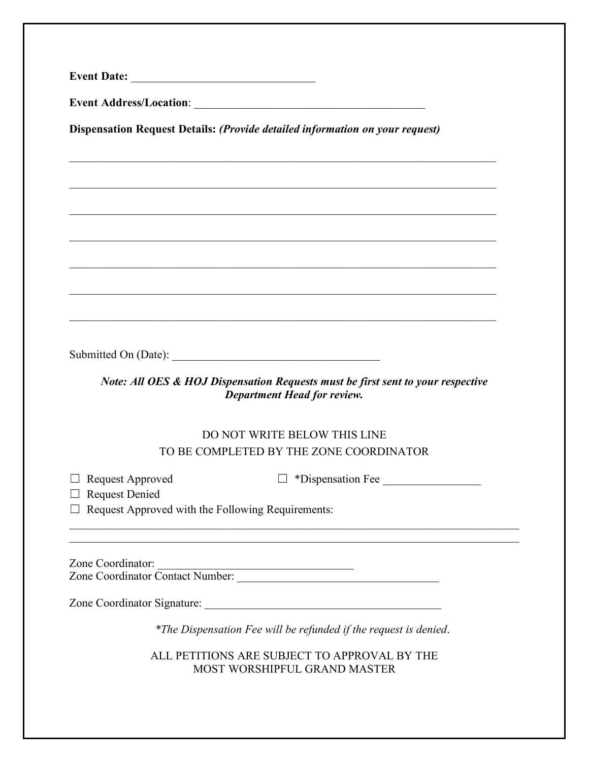**Event Date:** ________________________________

**Event Address/Location**: ________________________________________

**Dispensation Request Details:** ***(Provide detailed information on your request)***

___________________________________________________________________________

___________________________________________________________________________

___________________________________________________________________________

___________________________________________________________________________

___________________________________________________________________________

___________________________________________________________________________

___________________________________________________________________________

Submitted On (Date): ____________________________________

***Note: All OES & HOJ Dispensation Requests must be first sent to your respective Department Head for review.***

DO NOT WRITE BELOW THIS LINE

TO BE COMPLETED BY THE ZONE COORDINATOR

☐ Request Approved ☐ *Dispensation Fee _________________

☐ Request Denied

☐ Request Approved with the Following Requirements:

___________________________________________________________________________

___________________________________________________________________________

Zone Coordinator: __________________________________

Zone Coordinator Contact Number: ___________________________________

Zone Coordinator Signature: __________________________________________

*\*The Dispensation Fee will be refunded if the request is denied.*

ALL PETITIONS ARE SUBJECT TO APPROVAL BY THE MOST WORSHIPFUL GRAND MASTER